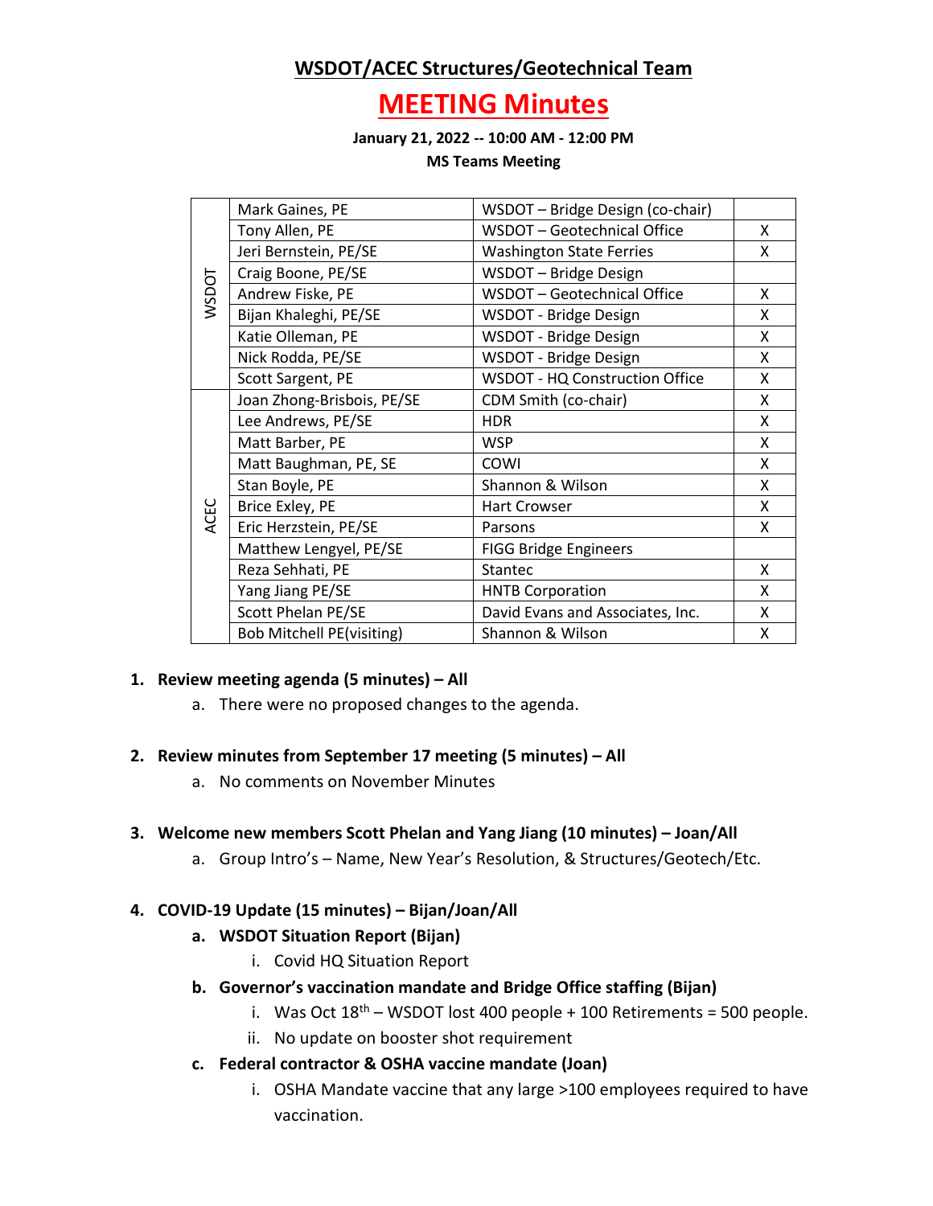# WSDOT/ACEC Structures/Geotechnical Team

# MEETING Minutes

**January 21, 2022 -- 10:00 AM - 12:00 PM**

**MS Teams Meeting**

| | | | |
|---|---|---|---|
| WSDOT | Mark Gaines, PE | WSDOT – Bridge Design (co-chair) | |
| | Tony Allen, PE | WSDOT – Geotechnical Office | X |
| | Jeri Bernstein, PE/SE | Washington State Ferries | X |
| | Craig Boone, PE/SE | WSDOT – Bridge Design | |
| | Andrew Fiske, PE | WSDOT – Geotechnical Office | X |
| | Bijan Khaleghi, PE/SE | WSDOT - Bridge Design | X |
| | Katie Olleman, PE | WSDOT - Bridge Design | X |
| | Nick Rodda, PE/SE | WSDOT - Bridge Design | X |
| | Scott Sargent, PE | WSDOT - HQ Construction Office | X |
| ACEC | Joan Zhong-Brisbois, PE/SE | CDM Smith (co-chair) | X |
| | Lee Andrews, PE/SE | HDR | X |
| | Matt Barber, PE | WSP | X |
| | Matt Baughman, PE, SE | COWI | X |
| | Stan Boyle, PE | Shannon & Wilson | X |
| | Brice Exley, PE | Hart Crowser | X |
| | Eric Herzstein, PE/SE | Parsons | X |
| | Matthew Lengyel, PE/SE | FIGG Bridge Engineers | |
| | Reza Sehhati, PE | Stantec | X |
| | Yang Jiang PE/SE | HNTB Corporation | X |
| | Scott Phelan PE/SE | David Evans and Associates, Inc. | X |
| | Bob Mitchell PE(visiting) | Shannon & Wilson | X |

1. **Review meeting agenda (5 minutes) – All**
   a. There were no proposed changes to the agenda.

2. **Review minutes from September 17 meeting (5 minutes) – All**
   a. No comments on November Minutes

3. **Welcome new members Scott Phelan and Yang Jiang (10 minutes) – Joan/All**
   a. Group Intro's – Name, New Year's Resolution, & Structures/Geotech/Etc.

4. **COVID-19 Update (15 minutes) – Bijan/Joan/All**
   a. **WSDOT Situation Report (Bijan)**
      i. Covid HQ Situation Report
   b. **Governor's vaccination mandate and Bridge Office staffing (Bijan)**
      i. Was Oct 18th – WSDOT lost 400 people + 100 Retirements = 500 people.
      ii. No update on booster shot requirement
   c. **Federal contractor & OSHA vaccine mandate (Joan)**
      i. OSHA Mandate vaccine that any large >100 employees required to have vaccination.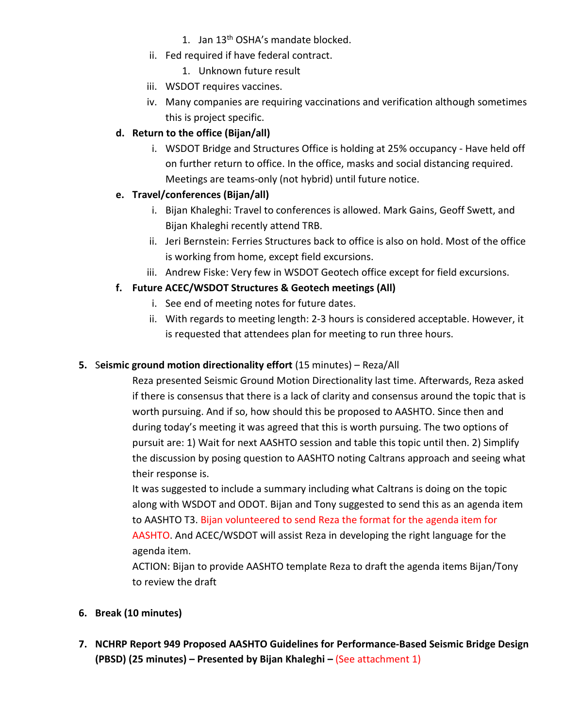1. Jan 13th OSHA's mandate blocked.

ii. Fed required if have federal contract.

1. Unknown future result

iii. WSDOT requires vaccines.

iv. Many companies are requiring vaccinations and verification although sometimes this is project specific.

**d. Return to the office (Bijan/all)**

i. WSDOT Bridge and Structures Office is holding at 25% occupancy - Have held off on further return to office. In the office, masks and social distancing required. Meetings are teams-only (not hybrid) until future notice.

**e. Travel/conferences (Bijan/all)**

i. Bijan Khaleghi: Travel to conferences is allowed. Mark Gains, Geoff Swett, and Bijan Khaleghi recently attend TRB.

ii. Jeri Bernstein: Ferries Structures back to office is also on hold. Most of the office is working from home, except field excursions.

iii. Andrew Fiske: Very few in WSDOT Geotech office except for field excursions.

**f. Future ACEC/WSDOT Structures & Geotech meetings (All)**

i. See end of meeting notes for future dates.

ii. With regards to meeting length: 2-3 hours is considered acceptable. However, it is requested that attendees plan for meeting to run three hours.

**5. Seismic ground motion directionality effort** (15 minutes) – Reza/All

Reza presented Seismic Ground Motion Directionality last time. Afterwards, Reza asked if there is consensus that there is a lack of clarity and consensus around the topic that is worth pursuing. And if so, how should this be proposed to AASHTO. Since then and during today's meeting it was agreed that this is worth pursuing. The two options of pursuit are: 1) Wait for next AASHTO session and table this topic until then. 2) Simplify the discussion by posing question to AASHTO noting Caltrans approach and seeing what their response is.

It was suggested to include a summary including what Caltrans is doing on the topic along with WSDOT and ODOT. Bijan and Tony suggested to send this as an agenda item to AASHTO T3. Bijan volunteered to send Reza the format for the agenda item for AASHTO. And ACEC/WSDOT will assist Reza in developing the right language for the agenda item.

ACTION: Bijan to provide AASHTO template Reza to draft the agenda items Bijan/Tony to review the draft

**6. Break (10 minutes)**

**7. NCHRP Report 949 Proposed AASHTO Guidelines for Performance-Based Seismic Bridge Design (PBSD) (25 minutes) – Presented by Bijan Khaleghi –** (See attachment 1)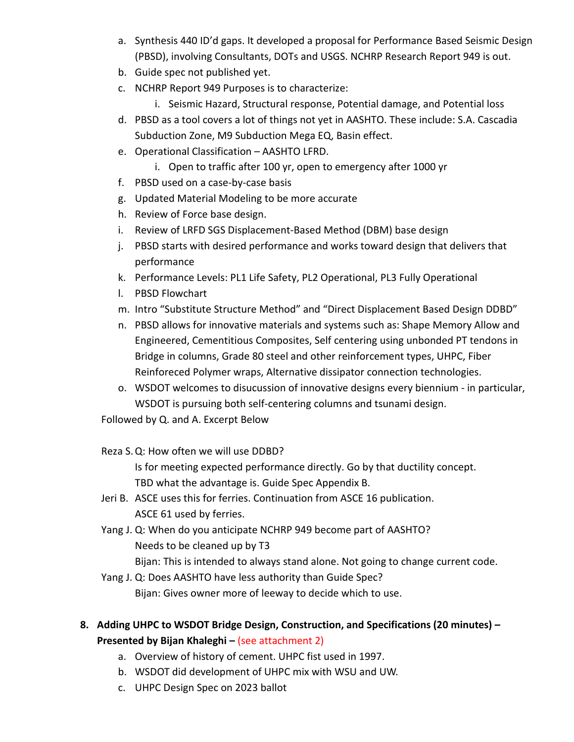a. Synthesis 440 ID'd gaps. It developed a proposal for Performance Based Seismic Design (PBSD), involving Consultants, DOTs and USGS. NCHRP Research Report 949 is out.
b. Guide spec not published yet.
c. NCHRP Report 949 Purposes is to characterize:
    i. Seismic Hazard, Structural response, Potential damage, and Potential loss
d. PBSD as a tool covers a lot of things not yet in AASHTO. These include: S.A. Cascadia Subduction Zone, M9 Subduction Mega EQ, Basin effect.
e. Operational Classification – AASHTO LFRD.
    i. Open to traffic after 100 yr, open to emergency after 1000 yr
f. PBSD used on a case-by-case basis
g. Updated Material Modeling to be more accurate
h. Review of Force base design.
i. Review of LRFD SGS Displacement-Based Method (DBM) base design
j. PBSD starts with desired performance and works toward design that delivers that performance
k. Performance Levels: PL1 Life Safety, PL2 Operational, PL3 Fully Operational
l. PBSD Flowchart
m. Intro "Substitute Structure Method" and "Direct Displacement Based Design DDBD"
n. PBSD allows for innovative materials and systems such as: Shape Memory Allow and Engineered, Cementitious Composites, Self centering using unbonded PT tendons in Bridge in columns, Grade 80 steel and other reinforcement types, UHPC, Fiber Reinforeced Polymer wraps, Alternative dissipator connection technologies.
o. WSDOT welcomes to disucussion of innovative designs every biennium - in particular, WSDOT is pursuing both self-centering columns and tsunami design.

Followed by Q. and A. Excerpt Below

Reza S. Q: How often we will use DDBD?
  Is for meeting expected performance directly. Go by that ductility concept.
  TBD what the advantage is. Guide Spec Appendix B.

Jeri B. ASCE uses this for ferries. Continuation from ASCE 16 publication.
  ASCE 61 used by ferries.

Yang J. Q: When do you anticipate NCHRP 949 become part of AASHTO?
  Needs to be cleaned up by T3
  Bijan: This is intended to always stand alone. Not going to change current code.

Yang J. Q: Does AASHTO have less authority than Guide Spec?
  Bijan: Gives owner more of leeway to decide which to use.

**8. Adding UHPC to WSDOT Bridge Design, Construction, and Specifications (20 minutes) – Presented by Bijan Khaleghi –** (see attachment 2)

a. Overview of history of cement. UHPC fist used in 1997.
b. WSDOT did development of UHPC mix with WSU and UW.
c. UHPC Design Spec on 2023 ballot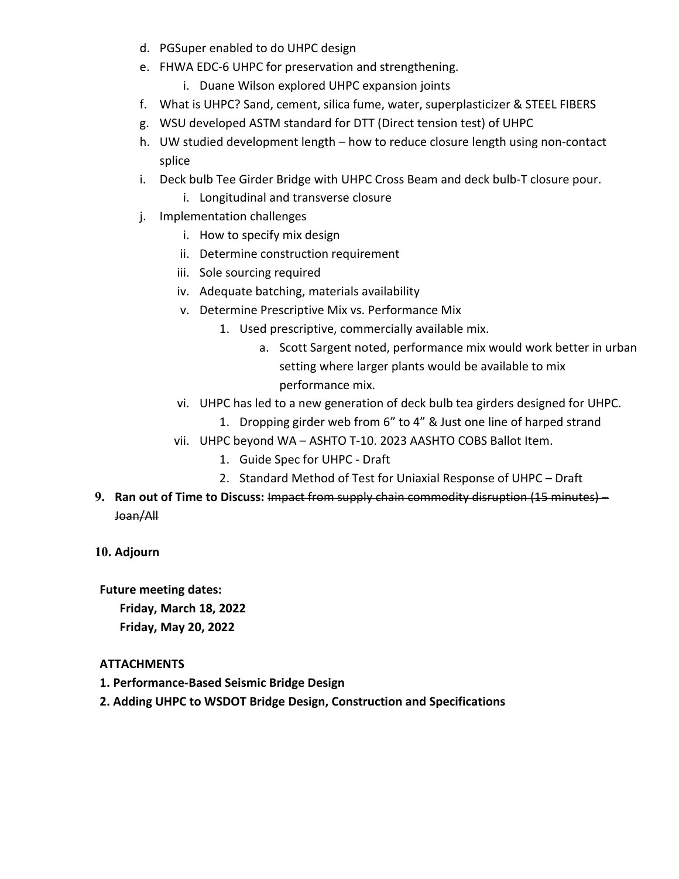d. PGSuper enabled to do UHPC design
e. FHWA EDC-6 UHPC for preservation and strengthening.
    i. Duane Wilson explored UHPC expansion joints
f. What is UHPC? Sand, cement, silica fume, water, superplasticizer & STEEL FIBERS
g. WSU developed ASTM standard for DTT (Direct tension test) of UHPC
h. UW studied development length – how to reduce closure length using non-contact splice
i. Deck bulb Tee Girder Bridge with UHPC Cross Beam and deck bulb-T closure pour.
    i. Longitudinal and transverse closure
j. Implementation challenges
    i. How to specify mix design
    ii. Determine construction requirement
    iii. Sole sourcing required
    iv. Adequate batching, materials availability
    v. Determine Prescriptive Mix vs. Performance Mix
        1. Used prescriptive, commercially available mix.
            a. Scott Sargent noted, performance mix would work better in urban setting where larger plants would be available to mix performance mix.
    vi. UHPC has led to a new generation of deck bulb tea girders designed for UHPC.
        1. Dropping girder web from 6" to 4" & Just one line of harped strand
    vii. UHPC beyond WA – ASHTO T-10. 2023 AASHTO COBS Ballot Item.
        1. Guide Spec for UHPC - Draft
        2. Standard Method of Test for Uniaxial Response of UHPC – Draft

**9. Ran out of Time to Discuss:** ~~Impact from supply chain commodity disruption (15 minutes) – Joan/All~~

**10. Adjourn**

**Future meeting dates:**

**Friday, March 18, 2022**

**Friday, May 20, 2022**

**ATTACHMENTS**

**1. Performance-Based Seismic Bridge Design**

**2. Adding UHPC to WSDOT Bridge Design, Construction and Specifications**